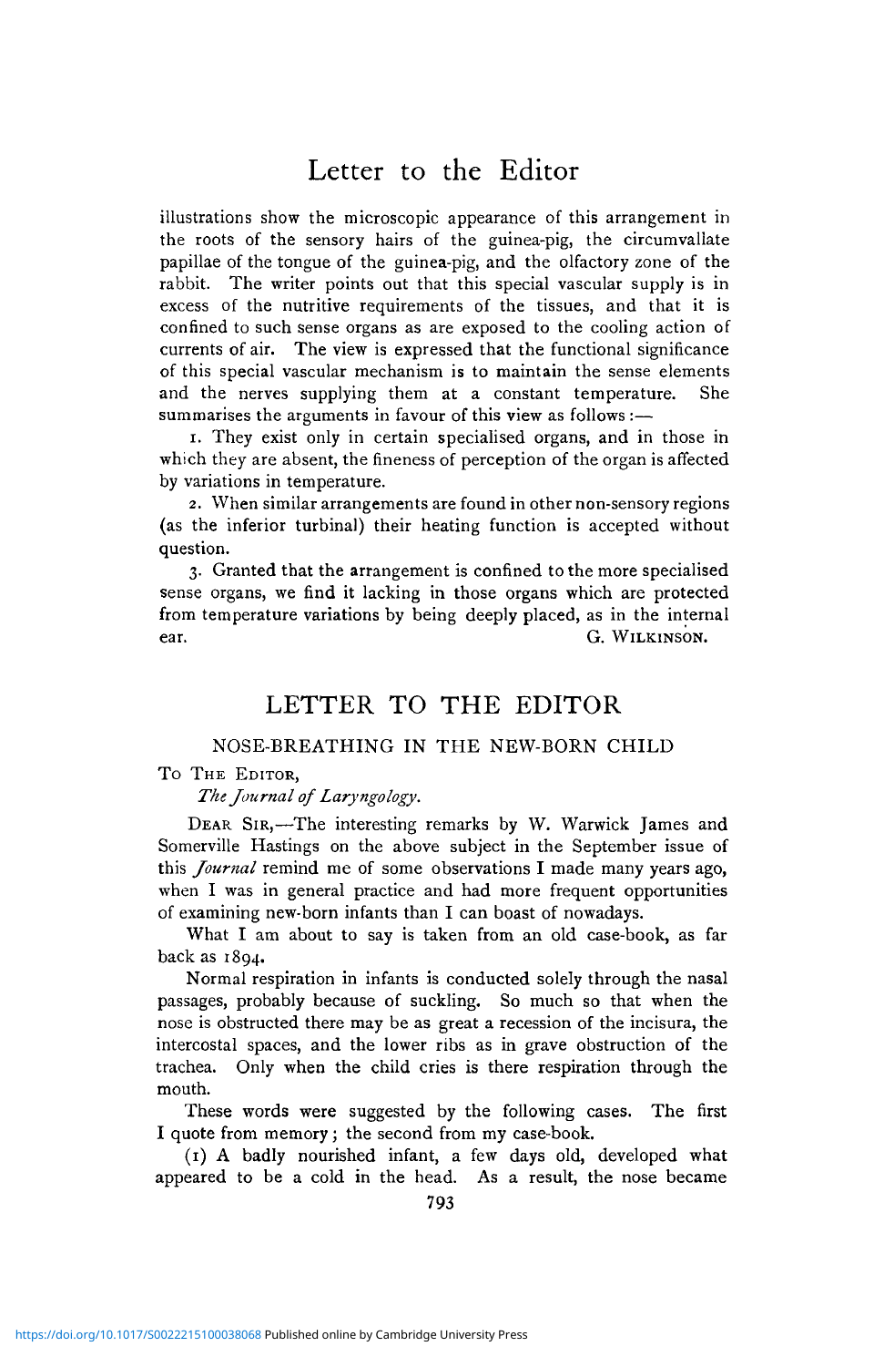illustrations show the microscopic appearance of this arrangement in the roots of the sensory hairs of the guinea-pig, the circumvallate papillae of the tongue of the guinea-pig, and the olfactory zone of the rabbit. The writer points out that this special vascular supply is in excess of the nutritive requirements of the tissues, and that it is confined to such sense organs as are exposed to the cooling action of currents of air. The view is expressed that the functional significance of this special vascular mechanism is to maintain the sense elements and the nerves supplying them at a constant temperature. She summarises the arguments in favour of this view as follows :—

1. They exist only in certain specialised organs, and in those in which they are absent, the fineness of perception of the organ is affected by variations in temperature.

2. When similar arrangements are found in other non-sensory regions (as the inferior turbinal) their heating function is accepted without question.

3. Granted that the arrangement is confined to the more specialised sense organs, we find it lacking in those organs which are protected from temperature variations by being deeply placed, as in the internal ear.

G. WILKINSON.

## LETTER TO THE EDITOR

### NOSE-BREATHING IN THE NEW-BORN CHILD

To THE EDITOR,
*The Journal of Laryngology.*

DEAR SIR,—The interesting remarks by W. Warwick James and Somerville Hastings on the above subject in the September issue of this *Journal* remind me of some observations I made many years ago, when I was in general practice and had more frequent opportunities of examining new-born infants than I can boast of nowadays.

What I am about to say is taken from an old case-book, as far back as 1894.

Normal respiration in infants is conducted solely through the nasal passages, probably because of suckling. So much so that when the nose is obstructed there may be as great a recession of the incisura, the intercostal spaces, and the lower ribs as in grave obstruction of the trachea. Only when the child cries is there respiration through the mouth.

These words were suggested by the following cases. The first I quote from memory; the second from my case-book.

(1) A badly nourished infant, a few days old, developed what appeared to be a cold in the head. As a result, the nose became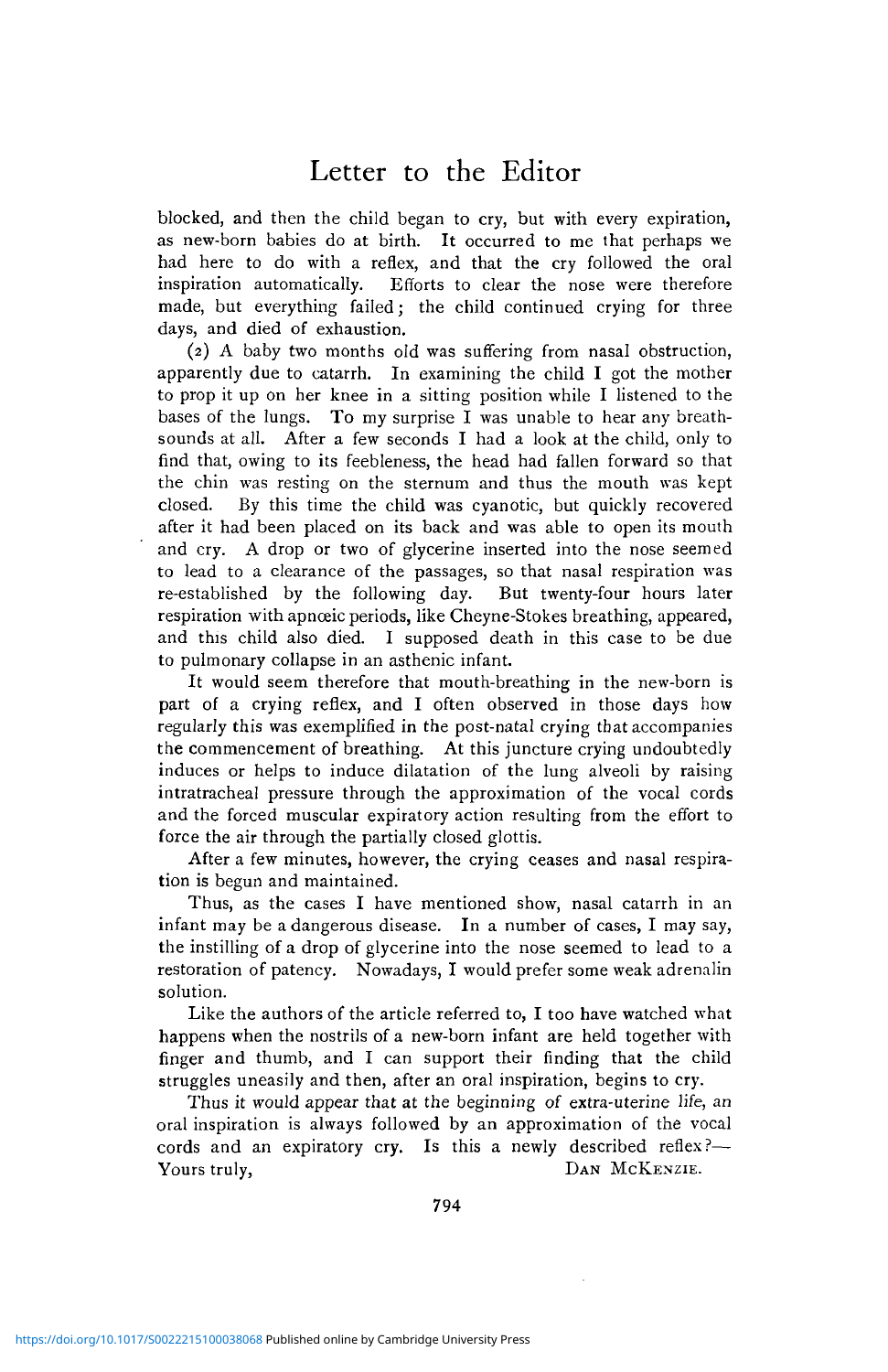blocked, and then the child began to cry, but with every expiration, as new-born babies do at birth. It occurred to me that perhaps we had here to do with a reflex, and that the cry followed the oral inspiration automatically. Efforts to clear the nose were therefore made, but everything failed; the child continued crying for three days, and died of exhaustion.

(2) A baby two months old was suffering from nasal obstruction, apparently due to catarrh. In examining the child I got the mother to prop it up on her knee in a sitting position while I listened to the bases of the lungs. To my surprise I was unable to hear any breath-sounds at all. After a few seconds I had a look at the child, only to find that, owing to its feebleness, the head had fallen forward so that the chin was resting on the sternum and thus the mouth was kept closed. By this time the child was cyanotic, but quickly recovered after it had been placed on its back and was able to open its mouth and cry. A drop or two of glycerine inserted into the nose seemed to lead to a clearance of the passages, so that nasal respiration was re-established by the following day. But twenty-four hours later respiration with apnœic periods, like Cheyne-Stokes breathing, appeared, and this child also died. I supposed death in this case to be due to pulmonary collapse in an asthenic infant.

It would seem therefore that mouth-breathing in the new-born is part of a crying reflex, and I often observed in those days how regularly this was exemplified in the post-natal crying that accompanies the commencement of breathing. At this juncture crying undoubtedly induces or helps to induce dilatation of the lung alveoli by raising intratracheal pressure through the approximation of the vocal cords and the forced muscular expiratory action resulting from the effort to force the air through the partially closed glottis.

After a few minutes, however, the crying ceases and nasal respiration is begun and maintained.

Thus, as the cases I have mentioned show, nasal catarrh in an infant may be a dangerous disease. In a number of cases, I may say, the instilling of a drop of glycerine into the nose seemed to lead to a restoration of patency. Nowadays, I would prefer some weak adrenalin solution.

Like the authors of the article referred to, I too have watched what happens when the nostrils of a new-born infant are held together with finger and thumb, and I can support their finding that the child struggles uneasily and then, after an oral inspiration, begins to cry.

Thus it would appear that at the beginning of extra-uterine life, an oral inspiration is always followed by an approximation of the vocal cords and an expiratory cry. Is this a newly described reflex?—
Yours truly,

DAN MCKENZIE.